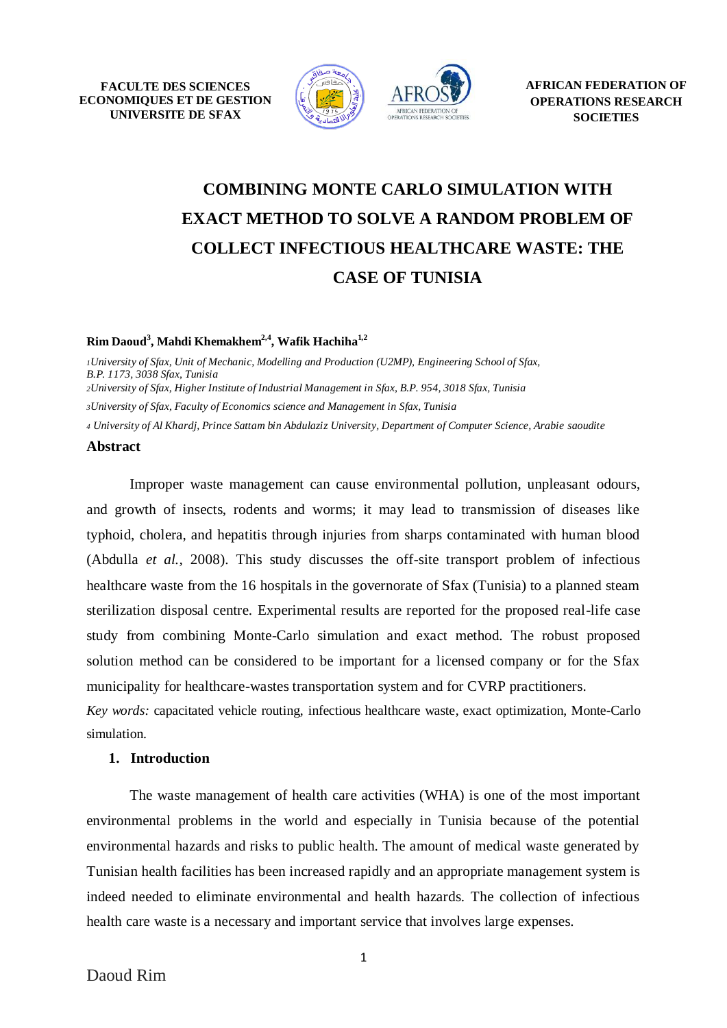FACULTE DES SCIENCES ECONOMIQUES ET DE GESTION UNIVERSITE DE SFAX

AFRICAN FEDERATION OF OPERATIONS RESEARCH SOCIETIES

# COMBINING MONTE CARLO SIMULATION WITH EXACT METHOD TO SOLVE A RANDOM PROBLEM OF COLLECT INFECTIOUS HEALTHCARE WASTE: THE CASE OF TUNISIA

**Rim Daoud[3], Mahdi Khemakhem[2,4], Wafik Hachiha[1,2]**

*[1]University of Sfax, Unit of Mechanic, Modelling and Production (U2MP), Engineering School of Sfax, B.P. 1173, 3038 Sfax, Tunisia*

*[2]University of Sfax, Higher Institute of Industrial Management in Sfax, B.P. 954, 3018 Sfax, Tunisia*

*[3]University of Sfax, Faculty of Economics science and Management in Sfax, Tunisia*

*[4] University of Al Khardj, Prince Sattam bin Abdulaziz University, Department of Computer Science, Arabie saoudite*

## Abstract

Improper waste management can cause environmental pollution, unpleasant odours, and growth of insects, rodents and worms; it may lead to transmission of diseases like typhoid, cholera, and hepatitis through injuries from sharps contaminated with human blood (Abdulla *et al.*, 2008). This study discusses the off-site transport problem of infectious healthcare waste from the 16 hospitals in the governorate of Sfax (Tunisia) to a planned steam sterilization disposal centre. Experimental results are reported for the proposed real-life case study from combining Monte-Carlo simulation and exact method. The robust proposed solution method can be considered to be important for a licensed company or for the Sfax municipality for healthcare-wastes transportation system and for CVRP practitioners.

*Key words:* capacitated vehicle routing, infectious healthcare waste, exact optimization, Monte-Carlo simulation.

## 1. Introduction

The waste management of health care activities (WHA) is one of the most important environmental problems in the world and especially in Tunisia because of the potential environmental hazards and risks to public health. The amount of medical waste generated by Tunisian health facilities has been increased rapidly and an appropriate management system is indeed needed to eliminate environmental and health hazards. The collection of infectious health care waste is a necessary and important service that involves large expenses.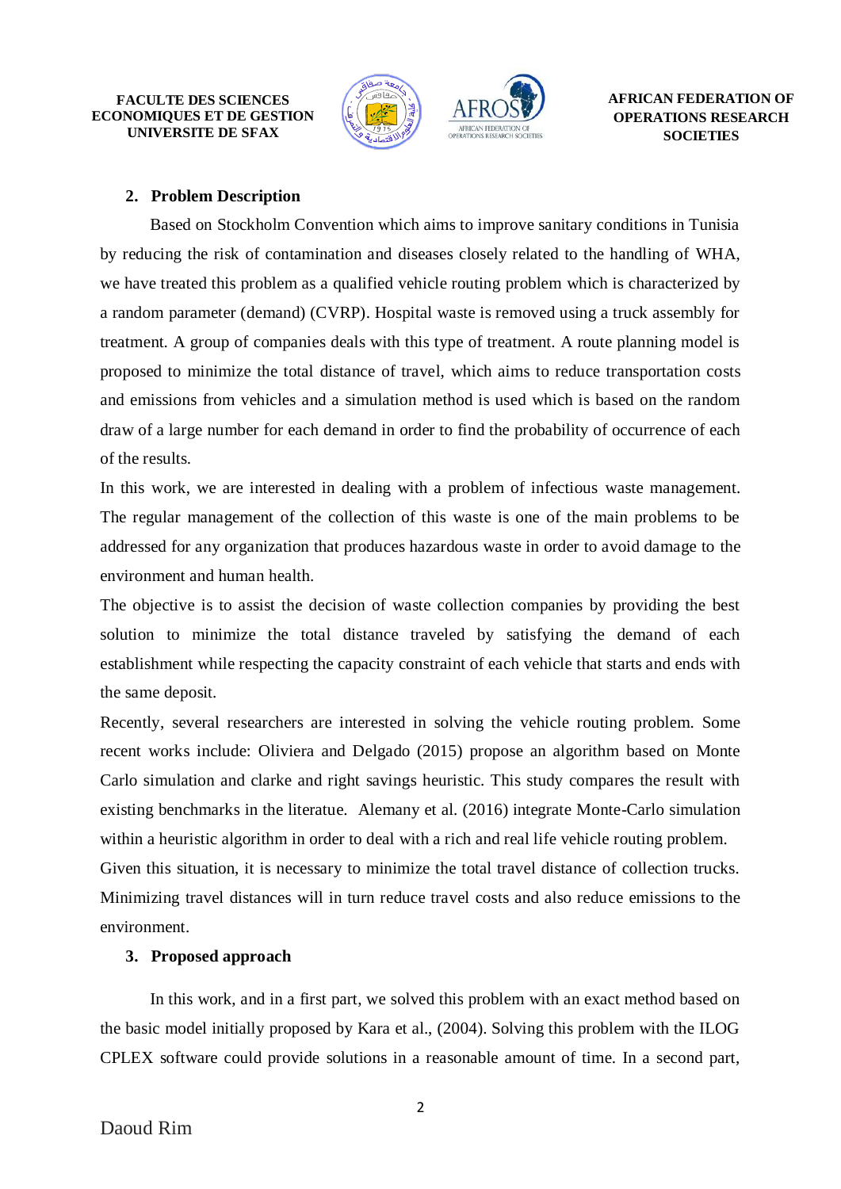## 2. Problem Description

Based on Stockholm Convention which aims to improve sanitary conditions in Tunisia by reducing the risk of contamination and diseases closely related to the handling of WHA, we have treated this problem as a qualified vehicle routing problem which is characterized by a random parameter (demand) (CVRP). Hospital waste is removed using a truck assembly for treatment. A group of companies deals with this type of treatment. A route planning model is proposed to minimize the total distance of travel, which aims to reduce transportation costs and emissions from vehicles and a simulation method is used which is based on the random draw of a large number for each demand in order to find the probability of occurrence of each of the results.

In this work, we are interested in dealing with a problem of infectious waste management. The regular management of the collection of this waste is one of the main problems to be addressed for any organization that produces hazardous waste in order to avoid damage to the environment and human health.

The objective is to assist the decision of waste collection companies by providing the best solution to minimize the total distance traveled by satisfying the demand of each establishment while respecting the capacity constraint of each vehicle that starts and ends with the same deposit.

Recently, several researchers are interested in solving the vehicle routing problem. Some recent works include: Oliviera and Delgado (2015) propose an algorithm based on Monte Carlo simulation and clarke and right savings heuristic. This study compares the result with existing benchmarks in the literatue. Alemany et al. (2016) integrate Monte-Carlo simulation within a heuristic algorithm in order to deal with a rich and real life vehicle routing problem.

Given this situation, it is necessary to minimize the total travel distance of collection trucks. Minimizing travel distances will in turn reduce travel costs and also reduce emissions to the environment.

## 3. Proposed approach

In this work, and in a first part, we solved this problem with an exact method based on the basic model initially proposed by Kara et al., (2004). Solving this problem with the ILOG CPLEX software could provide solutions in a reasonable amount of time. In a second part,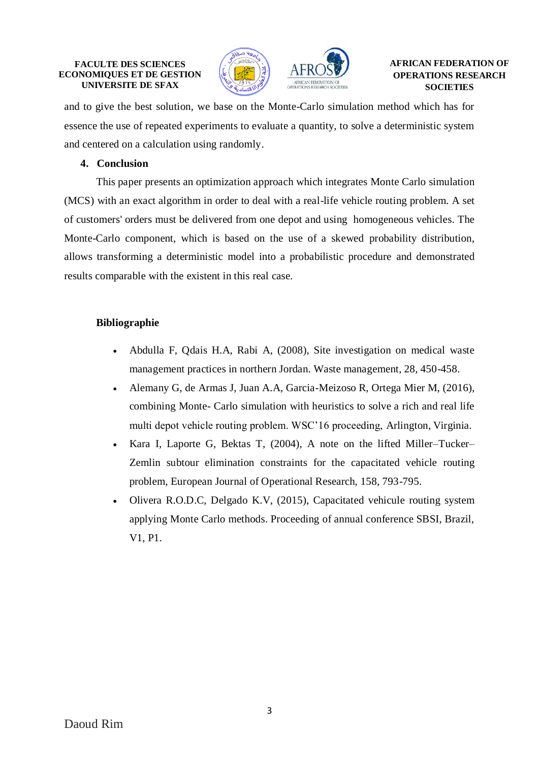and to give the best solution, we base on the Monte-Carlo simulation method which has for essence the use of repeated experiments to evaluate a quantity, to solve a deterministic system and centered on a calculation using randomly.

## 4. Conclusion

This paper presents an optimization approach which integrates Monte Carlo simulation (MCS) with an exact algorithm in order to deal with a real-life vehicle routing problem. A set of customers' orders must be delivered from one depot and using homogeneous vehicles. The Monte-Carlo component, which is based on the use of a skewed probability distribution, allows transforming a deterministic model into a probabilistic procedure and demonstrated results comparable with the existent in this real case.

## Bibliographie

- Abdulla F, Qdais H.A, Rabi A, (2008), Site investigation on medical waste management practices in northern Jordan. Waste management, 28, 450-458.
- Alemany G, de Armas J, Juan A.A, Garcia-Meizoso R, Ortega Mier M, (2016), combining Monte- Carlo simulation with heuristics to solve a rich and real life multi depot vehicle routing problem. WSC'16 proceeding, Arlington, Virginia.
- Kara I, Laporte G, Bektas T, (2004), A note on the lifted Miller–Tucker–Zemlin subtour elimination constraints for the capacitated vehicle routing problem, European Journal of Operational Research, 158, 793-795.
- Olivera R.O.D.C, Delgado K.V, (2015), Capacitated vehicule routing system applying Monte Carlo methods. Proceeding of annual conference SBSI, Brazil, V1, P1.